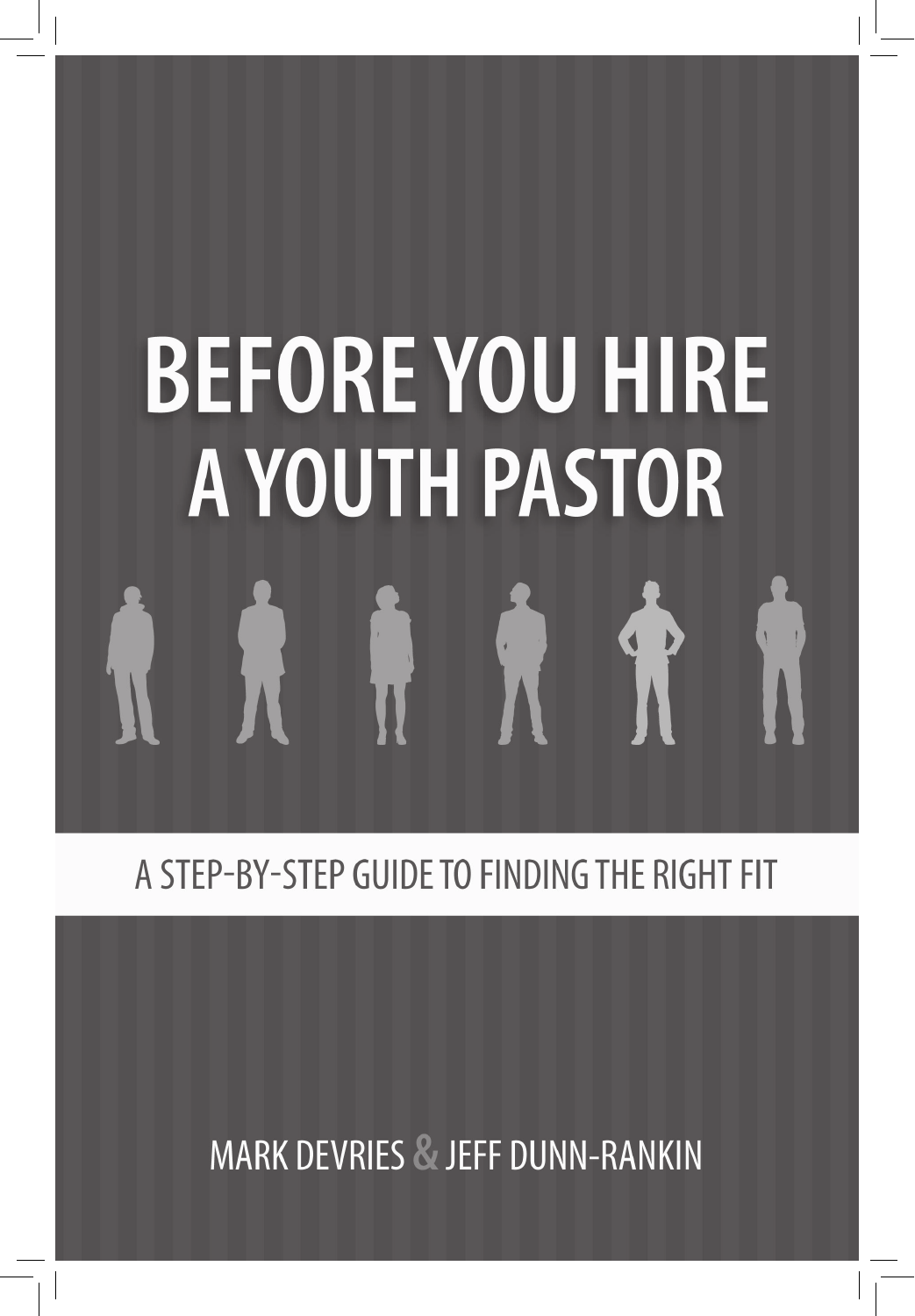# BEFORE YOU HIRE A YOUTH PASTOR

A STEP-BY-STEP GUIDE TO FINDING THE RIGHT FIT

MARK DEVRIES & JEFF DUNN-RANKIN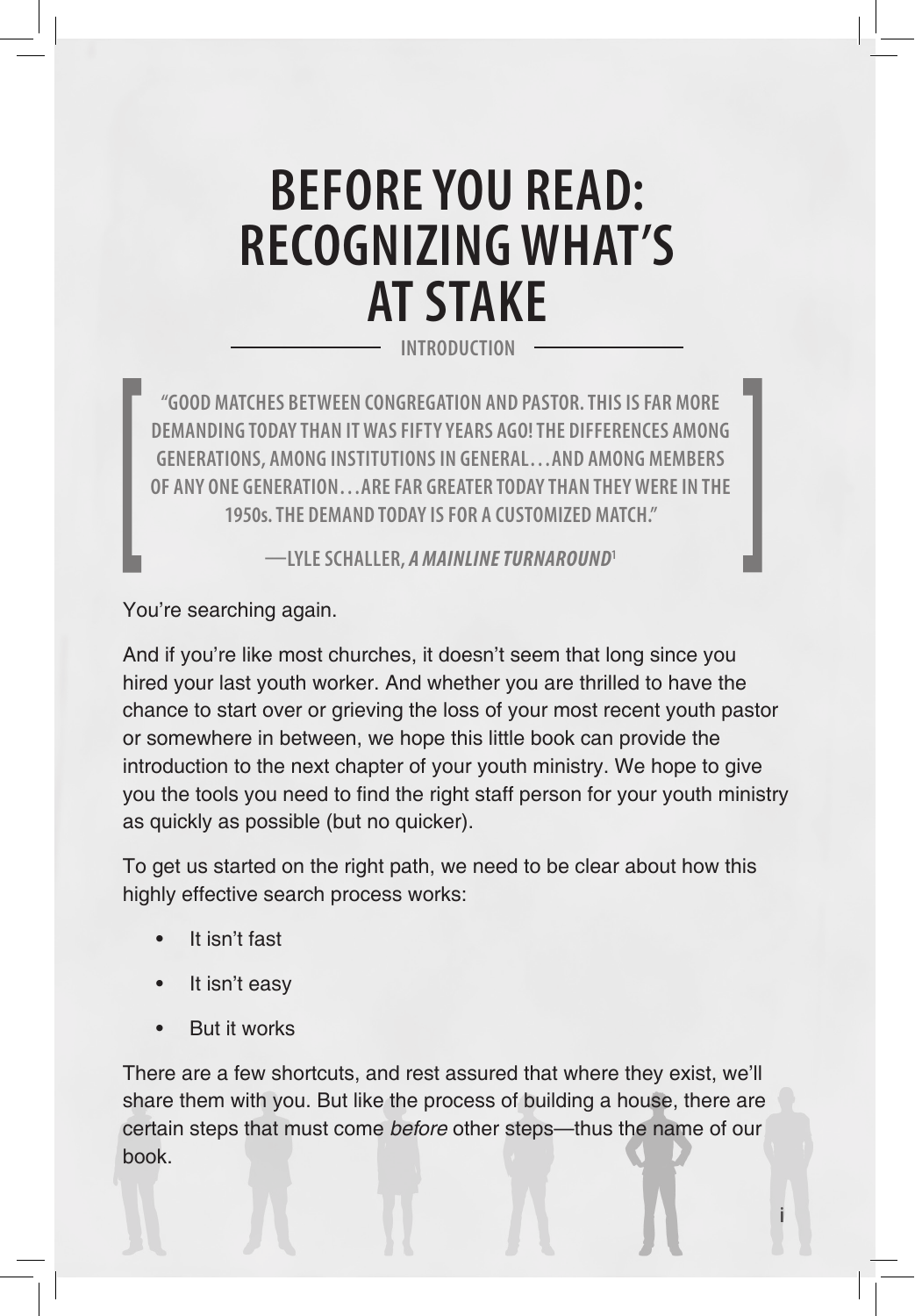# BEFORE YOU READ: RECOGNIZING WHAT'S AT STAKE

INTRODUCTION

> "GOOD MATCHES BETWEEN CONGREGATION AND PASTOR. THIS IS FAR MORE DEMANDING TODAY THAN IT WAS FIFTY YEARS AGO! THE DIFFERENCES AMONG GENERATIONS, AMONG INSTITUTIONS IN GENERAL…AND AMONG MEMBERS OF ANY ONE GENERATION…ARE FAR GREATER TODAY THAN THEY WERE IN THE 1950s. THE DEMAND TODAY IS FOR A CUSTOMIZED MATCH."
>
> —LYLE SCHALLER, ***A MAINLINE TURNAROUND***[1]

You're searching again.

And if you're like most churches, it doesn't seem that long since you hired your last youth worker. And whether you are thrilled to have the chance to start over or grieving the loss of your most recent youth pastor or somewhere in between, we hope this little book can provide the introduction to the next chapter of your youth ministry. We hope to give you the tools you need to find the right staff person for your youth ministry as quickly as possible (but no quicker).

To get us started on the right path, we need to be clear about how this highly effective search process works:

- It isn't fast
- It isn't easy
- But it works

There are a few shortcuts, and rest assured that where they exist, we'll share them with you. But like the process of building a house, there are certain steps that must come *before* other steps—thus the name of our book.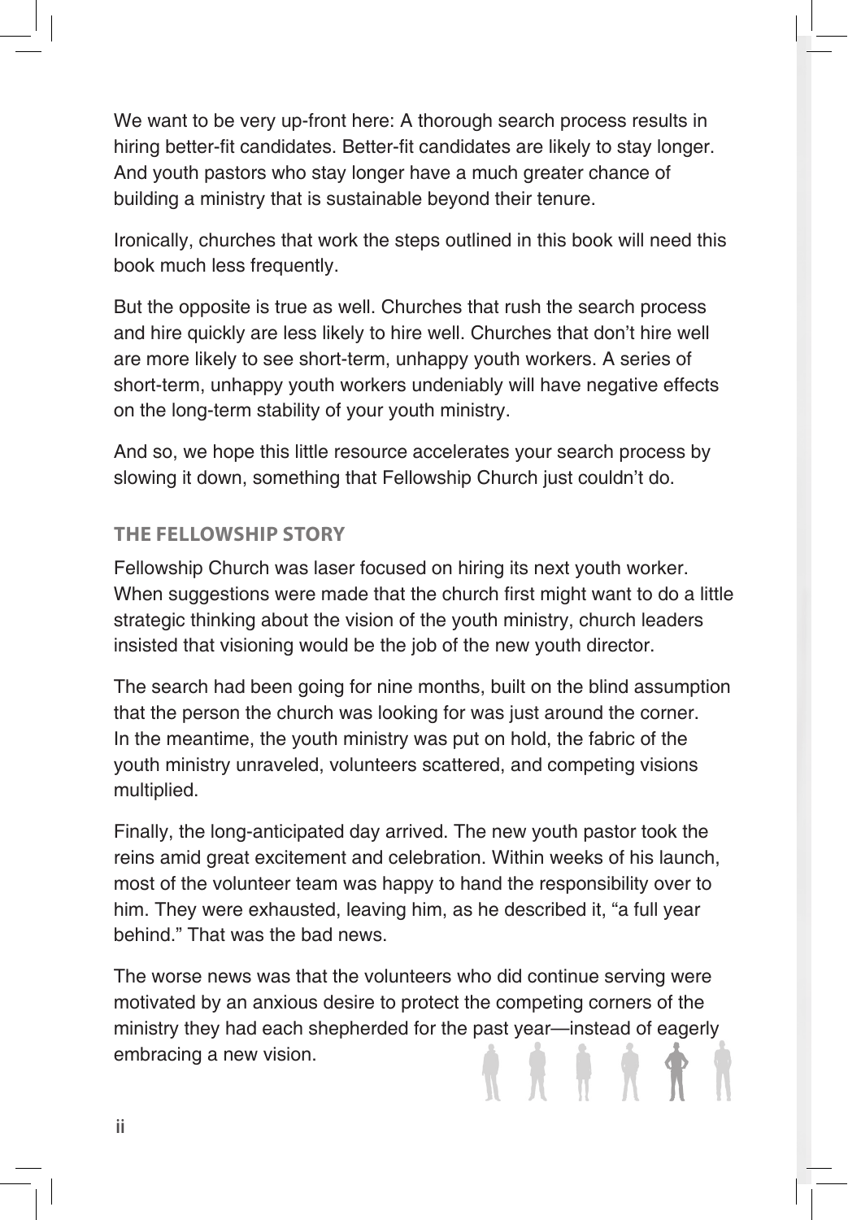We want to be very up-front here: A thorough search process results in hiring better-fit candidates. Better-fit candidates are likely to stay longer. And youth pastors who stay longer have a much greater chance of building a ministry that is sustainable beyond their tenure.

Ironically, churches that work the steps outlined in this book will need this book much less frequently.

But the opposite is true as well. Churches that rush the search process and hire quickly are less likely to hire well. Churches that don't hire well are more likely to see short-term, unhappy youth workers. A series of short-term, unhappy youth workers undeniably will have negative effects on the long-term stability of your youth ministry.

And so, we hope this little resource accelerates your search process by slowing it down, something that Fellowship Church just couldn't do.

### THE FELLOWSHIP STORY

Fellowship Church was laser focused on hiring its next youth worker. When suggestions were made that the church first might want to do a little strategic thinking about the vision of the youth ministry, church leaders insisted that visioning would be the job of the new youth director.

The search had been going for nine months, built on the blind assumption that the person the church was looking for was just around the corner. In the meantime, the youth ministry was put on hold, the fabric of the youth ministry unraveled, volunteers scattered, and competing visions multiplied.

Finally, the long-anticipated day arrived. The new youth pastor took the reins amid great excitement and celebration. Within weeks of his launch, most of the volunteer team was happy to hand the responsibility over to him. They were exhausted, leaving him, as he described it, "a full year behind." That was the bad news.

The worse news was that the volunteers who did continue serving were motivated by an anxious desire to protect the competing corners of the ministry they had each shepherded for the past year—instead of eagerly embracing a new vision.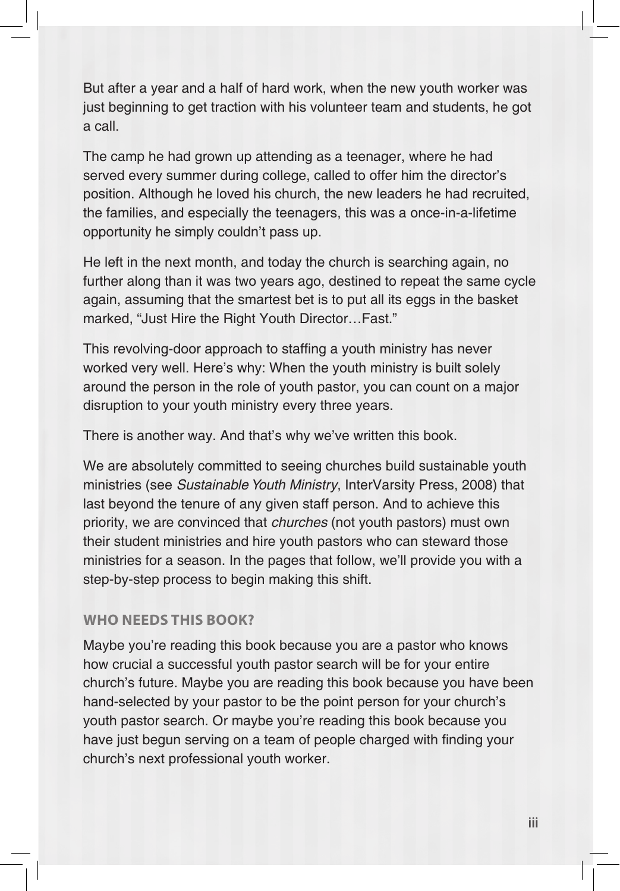But after a year and a half of hard work, when the new youth worker was just beginning to get traction with his volunteer team and students, he got a call.

The camp he had grown up attending as a teenager, where he had served every summer during college, called to offer him the director's position. Although he loved his church, the new leaders he had recruited, the families, and especially the teenagers, this was a once-in-a-lifetime opportunity he simply couldn't pass up.

He left in the next month, and today the church is searching again, no further along than it was two years ago, destined to repeat the same cycle again, assuming that the smartest bet is to put all its eggs in the basket marked, "Just Hire the Right Youth Director…Fast."

This revolving-door approach to staffing a youth ministry has never worked very well. Here's why: When the youth ministry is built solely around the person in the role of youth pastor, you can count on a major disruption to your youth ministry every three years.

There is another way. And that's why we've written this book.

We are absolutely committed to seeing churches build sustainable youth ministries (see *Sustainable Youth Ministry*, InterVarsity Press, 2008) that last beyond the tenure of any given staff person. And to achieve this priority, we are convinced that *churches* (not youth pastors) must own their student ministries and hire youth pastors who can steward those ministries for a season. In the pages that follow, we'll provide you with a step-by-step process to begin making this shift.

## WHO NEEDS THIS BOOK?

Maybe you're reading this book because you are a pastor who knows how crucial a successful youth pastor search will be for your entire church's future. Maybe you are reading this book because you have been hand-selected by your pastor to be the point person for your church's youth pastor search. Or maybe you're reading this book because you have just begun serving on a team of people charged with finding your church's next professional youth worker.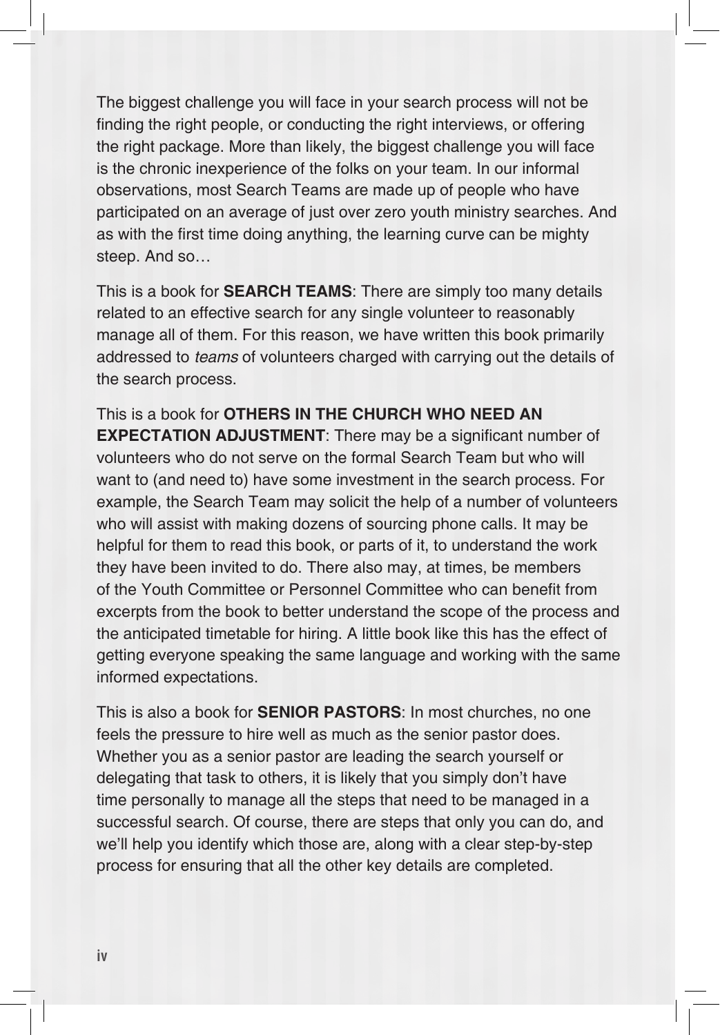The biggest challenge you will face in your search process will not be finding the right people, or conducting the right interviews, or offering the right package. More than likely, the biggest challenge you will face is the chronic inexperience of the folks on your team. In our informal observations, most Search Teams are made up of people who have participated on an average of just over zero youth ministry searches. And as with the first time doing anything, the learning curve can be mighty steep. And so…

This is a book for **SEARCH TEAMS**: There are simply too many details related to an effective search for any single volunteer to reasonably manage all of them. For this reason, we have written this book primarily addressed to *teams* of volunteers charged with carrying out the details of the search process.

This is a book for **OTHERS IN THE CHURCH WHO NEED AN EXPECTATION ADJUSTMENT**: There may be a significant number of volunteers who do not serve on the formal Search Team but who will want to (and need to) have some investment in the search process. For example, the Search Team may solicit the help of a number of volunteers who will assist with making dozens of sourcing phone calls. It may be helpful for them to read this book, or parts of it, to understand the work they have been invited to do. There also may, at times, be members of the Youth Committee or Personnel Committee who can benefit from excerpts from the book to better understand the scope of the process and the anticipated timetable for hiring. A little book like this has the effect of getting everyone speaking the same language and working with the same informed expectations.

This is also a book for **SENIOR PASTORS**: In most churches, no one feels the pressure to hire well as much as the senior pastor does. Whether you as a senior pastor are leading the search yourself or delegating that task to others, it is likely that you simply don't have time personally to manage all the steps that need to be managed in a successful search. Of course, there are steps that only you can do, and we'll help you identify which those are, along with a clear step-by-step process for ensuring that all the other key details are completed.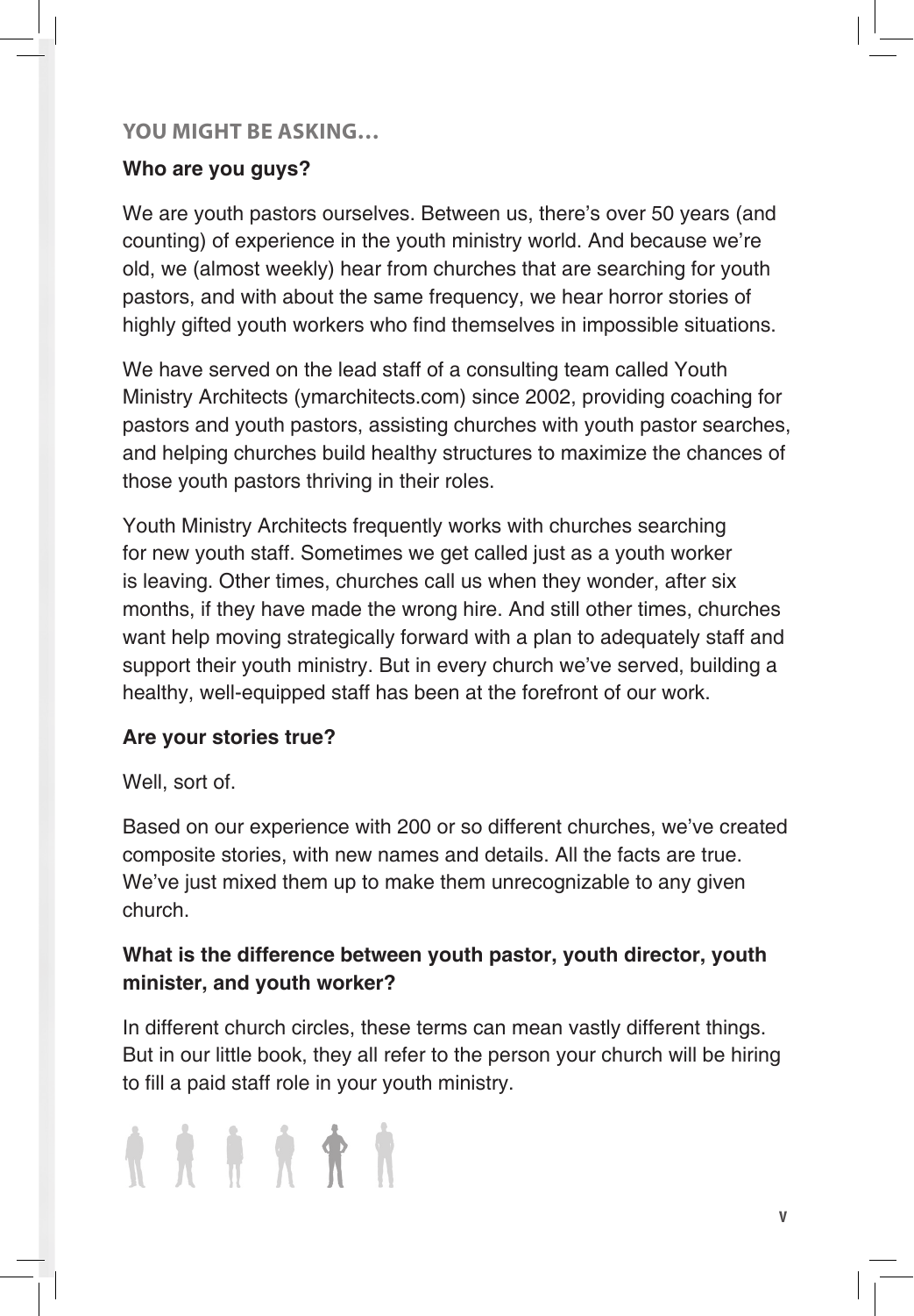## YOU MIGHT BE ASKING…

**Who are you guys?**

We are youth pastors ourselves. Between us, there's over 50 years (and counting) of experience in the youth ministry world. And because we're old, we (almost weekly) hear from churches that are searching for youth pastors, and with about the same frequency, we hear horror stories of highly gifted youth workers who find themselves in impossible situations.

We have served on the lead staff of a consulting team called Youth Ministry Architects (ymarchitects.com) since 2002, providing coaching for pastors and youth pastors, assisting churches with youth pastor searches, and helping churches build healthy structures to maximize the chances of those youth pastors thriving in their roles.

Youth Ministry Architects frequently works with churches searching for new youth staff. Sometimes we get called just as a youth worker is leaving. Other times, churches call us when they wonder, after six months, if they have made the wrong hire. And still other times, churches want help moving strategically forward with a plan to adequately staff and support their youth ministry. But in every church we've served, building a healthy, well-equipped staff has been at the forefront of our work.

**Are your stories true?**

Well, sort of.

Based on our experience with 200 or so different churches, we've created composite stories, with new names and details. All the facts are true. We've just mixed them up to make them unrecognizable to any given church.

**What is the difference between youth pastor, youth director, youth minister, and youth worker?**

In different church circles, these terms can mean vastly different things. But in our little book, they all refer to the person your church will be hiring to fill a paid staff role in your youth ministry.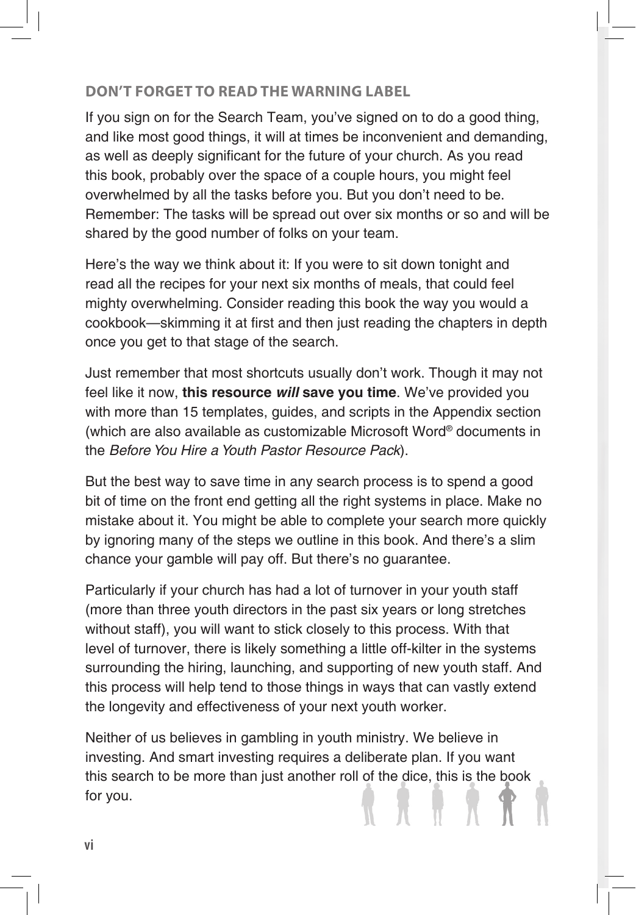### DON'T FORGET TO READ THE WARNING LABEL

If you sign on for the Search Team, you've signed on to do a good thing, and like most good things, it will at times be inconvenient and demanding, as well as deeply significant for the future of your church. As you read this book, probably over the space of a couple hours, you might feel overwhelmed by all the tasks before you. But you don't need to be. Remember: The tasks will be spread out over six months or so and will be shared by the good number of folks on your team.

Here's the way we think about it: If you were to sit down tonight and read all the recipes for your next six months of meals, that could feel mighty overwhelming. Consider reading this book the way you would a cookbook—skimming it at first and then just reading the chapters in depth once you get to that stage of the search.

Just remember that most shortcuts usually don't work. Though it may not feel like it now, **this resource *will* save you time**. We've provided you with more than 15 templates, guides, and scripts in the Appendix section (which are also available as customizable Microsoft Word® documents in the *Before You Hire a Youth Pastor Resource Pack*).

But the best way to save time in any search process is to spend a good bit of time on the front end getting all the right systems in place. Make no mistake about it. You might be able to complete your search more quickly by ignoring many of the steps we outline in this book. And there's a slim chance your gamble will pay off. But there's no guarantee.

Particularly if your church has had a lot of turnover in your youth staff (more than three youth directors in the past six years or long stretches without staff), you will want to stick closely to this process. With that level of turnover, there is likely something a little off-kilter in the systems surrounding the hiring, launching, and supporting of new youth staff. And this process will help tend to those things in ways that can vastly extend the longevity and effectiveness of your next youth worker.

Neither of us believes in gambling in youth ministry. We believe in investing. And smart investing requires a deliberate plan. If you want this search to be more than just another roll of the dice, this is the book for you.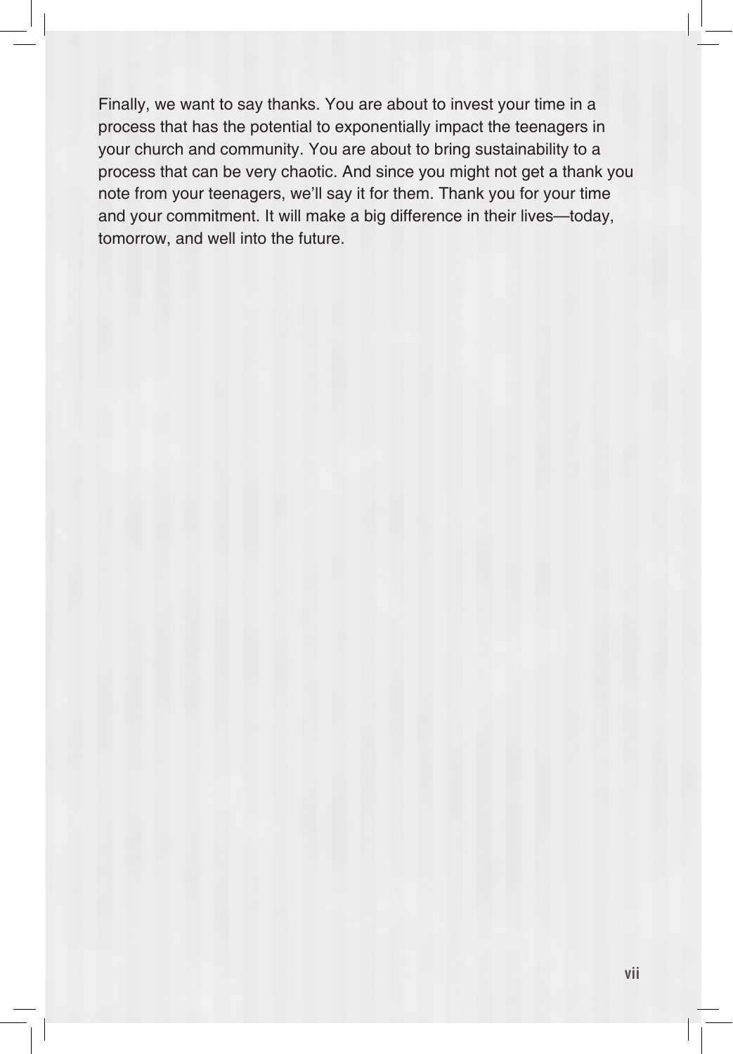Finally, we want to say thanks. You are about to invest your time in a process that has the potential to exponentially impact the teenagers in your church and community. You are about to bring sustainability to a process that can be very chaotic. And since you might not get a thank you note from your teenagers, we'll say it for them. Thank you for your time and your commitment. It will make a big difference in their lives—today, tomorrow, and well into the future.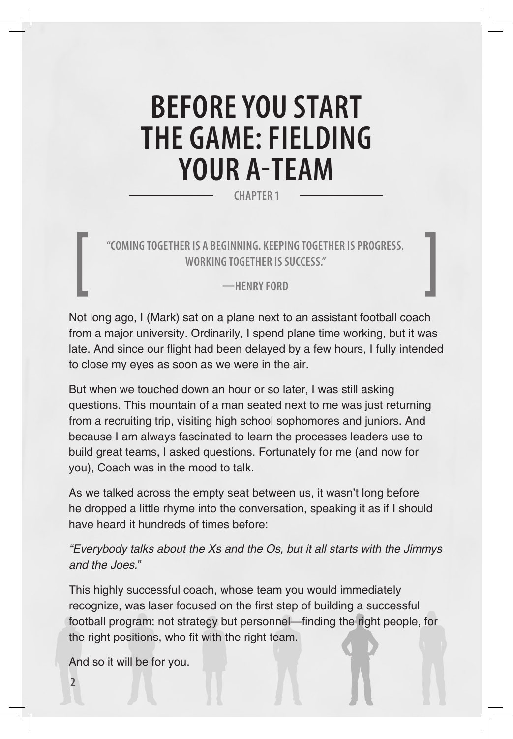# BEFORE YOU START THE GAME: FIELDING YOUR A-TEAM

CHAPTER 1

> **"COMING TOGETHER IS A BEGINNING. KEEPING TOGETHER IS PROGRESS. WORKING TOGETHER IS SUCCESS."**
>
> **—HENRY FORD**

Not long ago, I (Mark) sat on a plane next to an assistant football coach from a major university. Ordinarily, I spend plane time working, but it was late. And since our flight had been delayed by a few hours, I fully intended to close my eyes as soon as we were in the air.

But when we touched down an hour or so later, I was still asking questions. This mountain of a man seated next to me was just returning from a recruiting trip, visiting high school sophomores and juniors. And because I am always fascinated to learn the processes leaders use to build great teams, I asked questions. Fortunately for me (and now for you), Coach was in the mood to talk.

As we talked across the empty seat between us, it wasn't long before he dropped a little rhyme into the conversation, speaking it as if I should have heard it hundreds of times before:

*"Everybody talks about the Xs and the Os, but it all starts with the Jimmys and the Joes."*

This highly successful coach, whose team you would immediately recognize, was laser focused on the first step of building a successful football program: not strategy but personnel—finding the right people, for the right positions, who fit with the right team.

And so it will be for you.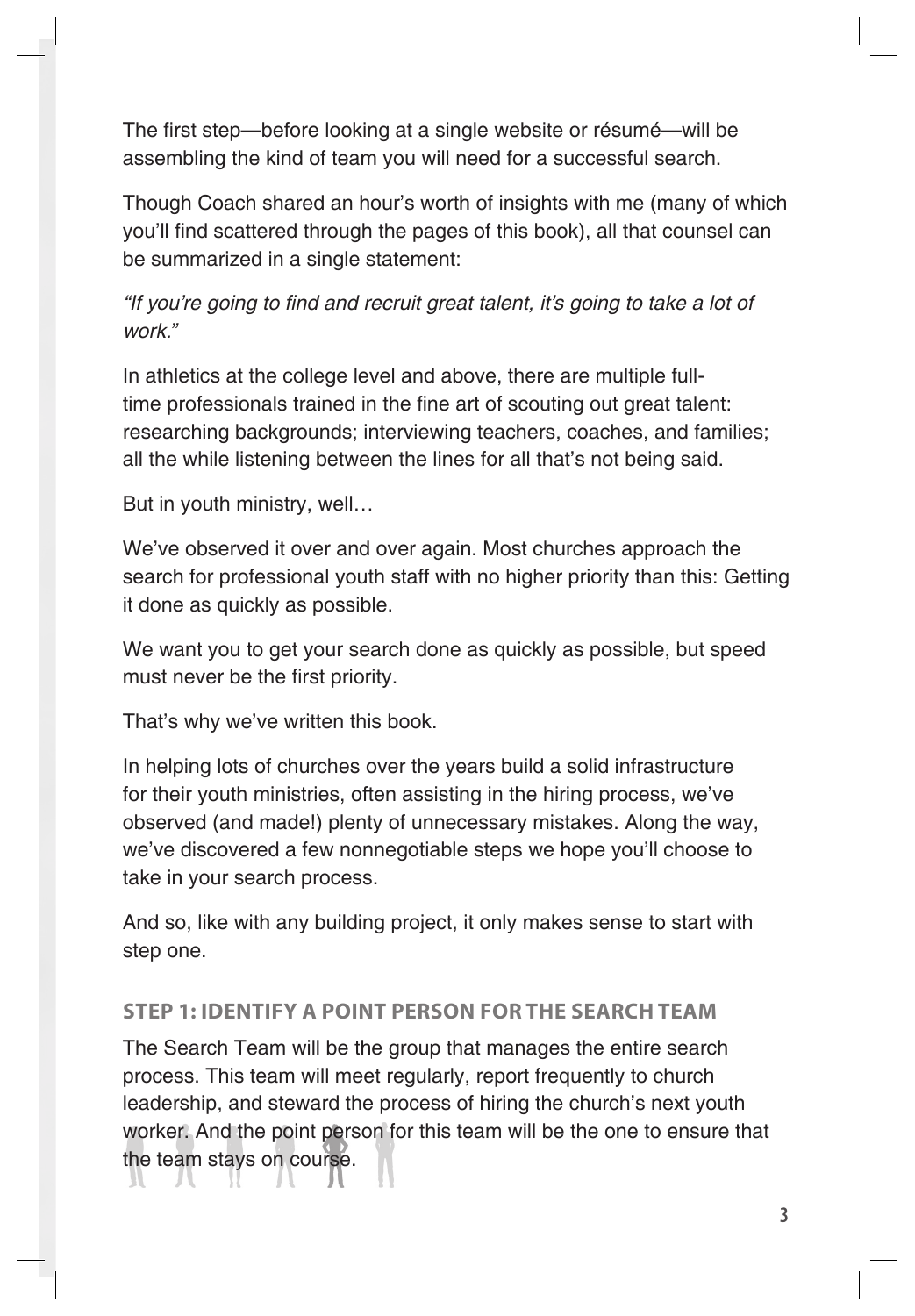The first step—before looking at a single website or résumé—will be assembling the kind of team you will need for a successful search.

Though Coach shared an hour's worth of insights with me (many of which you'll find scattered through the pages of this book), all that counsel can be summarized in a single statement:

*"If you're going to find and recruit great talent, it's going to take a lot of work."*

In athletics at the college level and above, there are multiple full-time professionals trained in the fine art of scouting out great talent: researching backgrounds; interviewing teachers, coaches, and families; all the while listening between the lines for all that's not being said.

But in youth ministry, well…

We've observed it over and over again. Most churches approach the search for professional youth staff with no higher priority than this: Getting it done as quickly as possible.

We want you to get your search done as quickly as possible, but speed must never be the first priority.

That's why we've written this book.

In helping lots of churches over the years build a solid infrastructure for their youth ministries, often assisting in the hiring process, we've observed (and made!) plenty of unnecessary mistakes. Along the way, we've discovered a few nonnegotiable steps we hope you'll choose to take in your search process.

And so, like with any building project, it only makes sense to start with step one.

## STEP 1: IDENTIFY A POINT PERSON FOR THE SEARCH TEAM

The Search Team will be the group that manages the entire search process. This team will meet regularly, report frequently to church leadership, and steward the process of hiring the church's next youth worker. And the point person for this team will be the one to ensure that the team stays on course.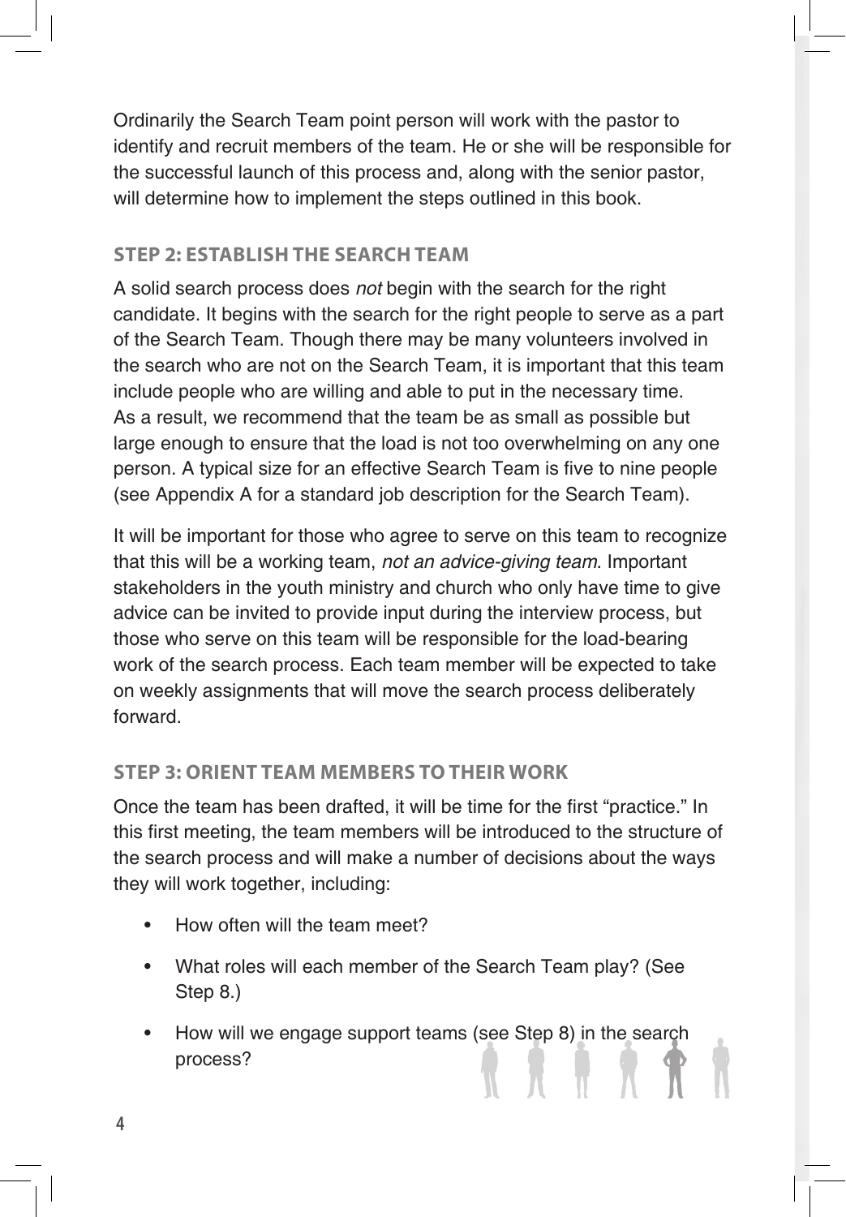Ordinarily the Search Team point person will work with the pastor to identify and recruit members of the team. He or she will be responsible for the successful launch of this process and, along with the senior pastor, will determine how to implement the steps outlined in this book.

### STEP 2: ESTABLISH THE SEARCH TEAM

A solid search process does *not* begin with the search for the right candidate. It begins with the search for the right people to serve as a part of the Search Team. Though there may be many volunteers involved in the search who are not on the Search Team, it is important that this team include people who are willing and able to put in the necessary time. As a result, we recommend that the team be as small as possible but large enough to ensure that the load is not too overwhelming on any one person. A typical size for an effective Search Team is five to nine people (see Appendix A for a standard job description for the Search Team).

It will be important for those who agree to serve on this team to recognize that this will be a working team, *not an advice-giving team*. Important stakeholders in the youth ministry and church who only have time to give advice can be invited to provide input during the interview process, but those who serve on this team will be responsible for the load-bearing work of the search process. Each team member will be expected to take on weekly assignments that will move the search process deliberately forward.

### STEP 3: ORIENT TEAM MEMBERS TO THEIR WORK

Once the team has been drafted, it will be time for the first "practice." In this first meeting, the team members will be introduced to the structure of the search process and will make a number of decisions about the ways they will work together, including:

- How often will the team meet?
- What roles will each member of the Search Team play? (See Step 8.)
- How will we engage support teams (see Step 8) in the search process?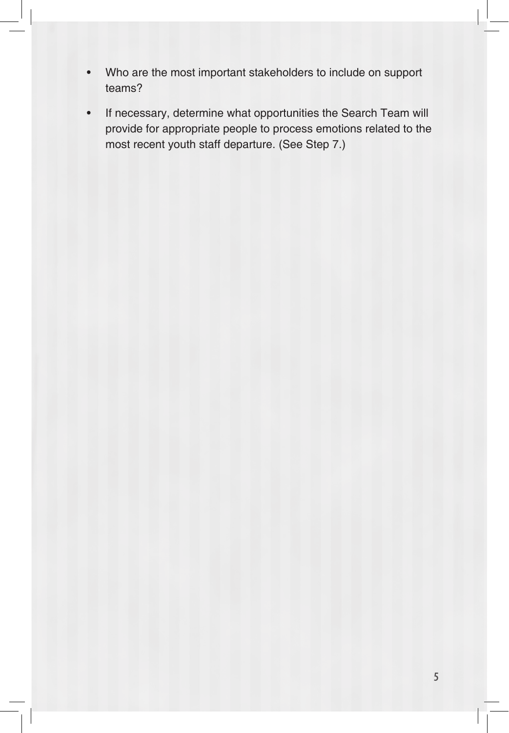- Who are the most important stakeholders to include on support teams?
- If necessary, determine what opportunities the Search Team will provide for appropriate people to process emotions related to the most recent youth staff departure. (See Step 7.)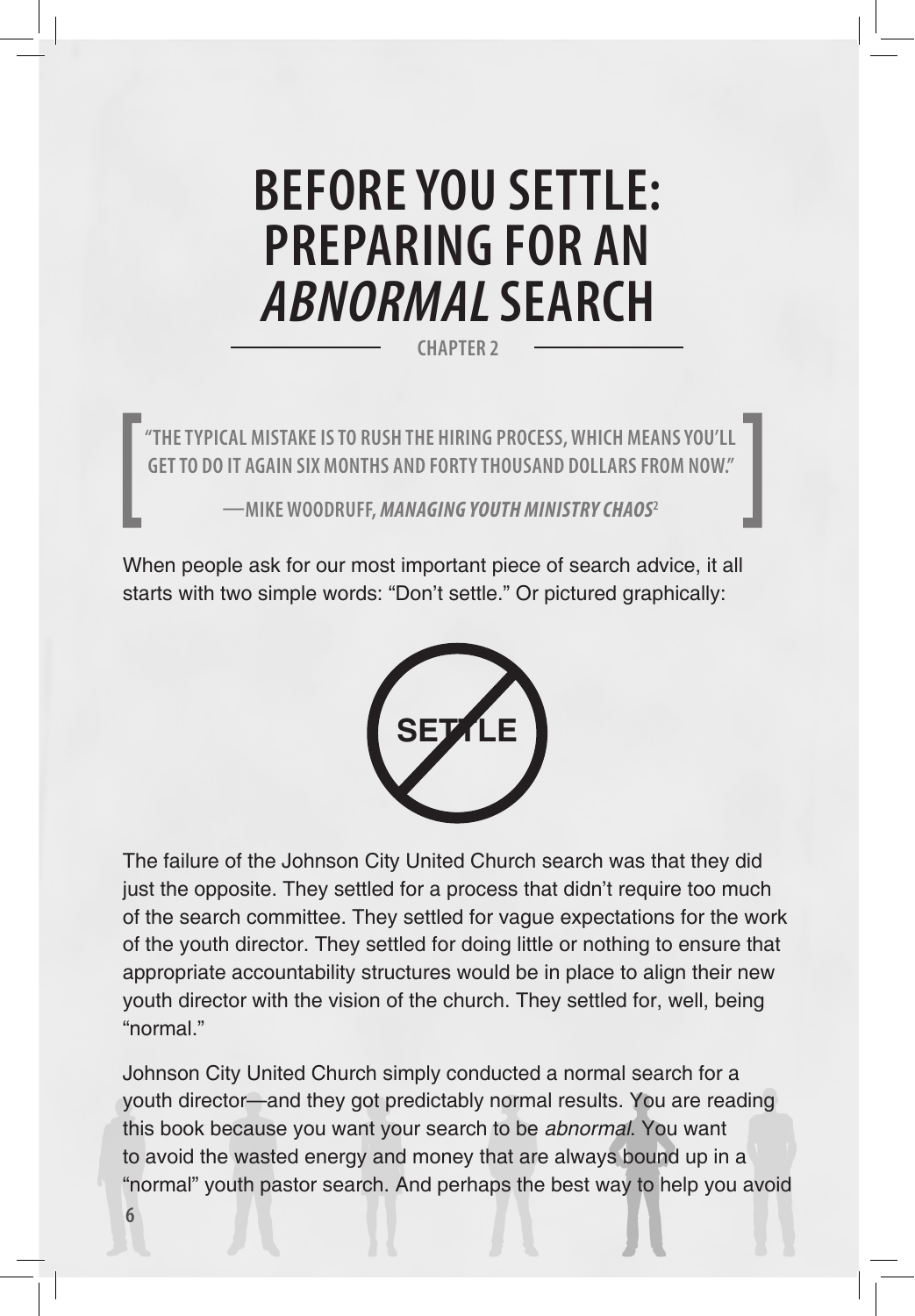# BEFORE YOU SETTLE: PREPARING FOR AN *ABNORMAL* SEARCH

CHAPTER 2

> "THE TYPICAL MISTAKE IS TO RUSH THE HIRING PROCESS, WHICH MEANS YOU'LL GET TO DO IT AGAIN SIX MONTHS AND FORTY THOUSAND DOLLARS FROM NOW."
>
> —MIKE WOODRUFF, ***MANAGING YOUTH MINISTRY CHAOS***[2]

When people ask for our most important piece of search advice, it all starts with two simple words: "Don't settle." Or pictured graphically:

SETTLE

The failure of the Johnson City United Church search was that they did just the opposite. They settled for a process that didn't require too much of the search committee. They settled for vague expectations for the work of the youth director. They settled for doing little or nothing to ensure that appropriate accountability structures would be in place to align their new youth director with the vision of the church. They settled for, well, being "normal."

Johnson City United Church simply conducted a normal search for a youth director—and they got predictably normal results. You are reading this book because you want your search to be *abnormal*. You want to avoid the wasted energy and money that are always bound up in a "normal" youth pastor search. And perhaps the best way to help you avoid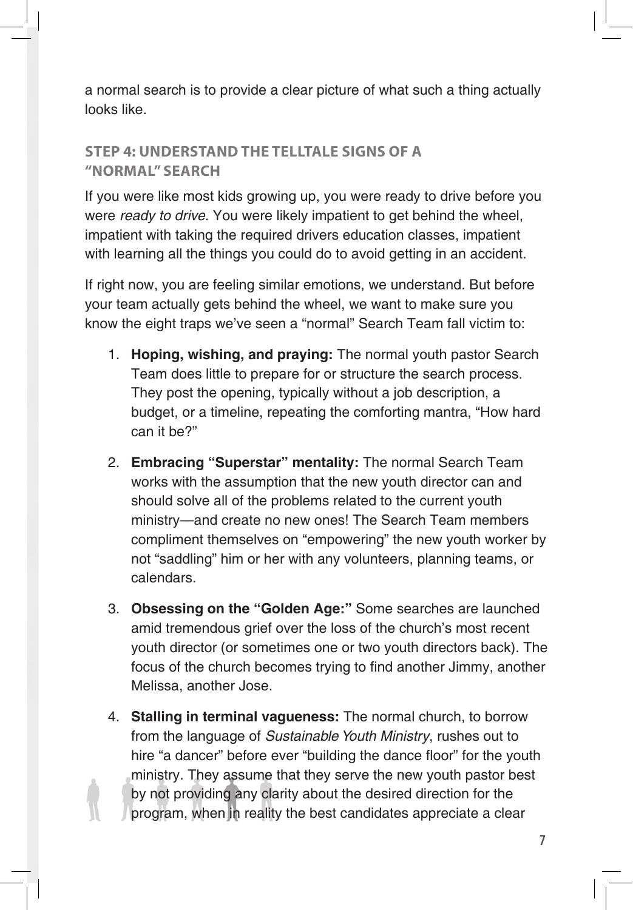a normal search is to provide a clear picture of what such a thing actually looks like.

### STEP 4: UNDERSTAND THE TELLTALE SIGNS OF A "NORMAL" SEARCH

If you were like most kids growing up, you were ready to drive before you were *ready to drive*. You were likely impatient to get behind the wheel, impatient with taking the required drivers education classes, impatient with learning all the things you could do to avoid getting in an accident.

If right now, you are feeling similar emotions, we understand. But before your team actually gets behind the wheel, we want to make sure you know the eight traps we've seen a "normal" Search Team fall victim to:

1. **Hoping, wishing, and praying:** The normal youth pastor Search Team does little to prepare for or structure the search process. They post the opening, typically without a job description, a budget, or a timeline, repeating the comforting mantra, "How hard can it be?"
2. **Embracing "Superstar" mentality:** The normal Search Team works with the assumption that the new youth director can and should solve all of the problems related to the current youth ministry—and create no new ones! The Search Team members compliment themselves on "empowering" the new youth worker by not "saddling" him or her with any volunteers, planning teams, or calendars.
3. **Obsessing on the "Golden Age:"** Some searches are launched amid tremendous grief over the loss of the church's most recent youth director (or sometimes one or two youth directors back). The focus of the church becomes trying to find another Jimmy, another Melissa, another Jose.
4. **Stalling in terminal vagueness:** The normal church, to borrow from the language of *Sustainable Youth Ministry*, rushes out to hire "a dancer" before ever "building the dance floor" for the youth ministry. They assume that they serve the new youth pastor best by not providing any clarity about the desired direction for the program, when in reality the best candidates appreciate a clear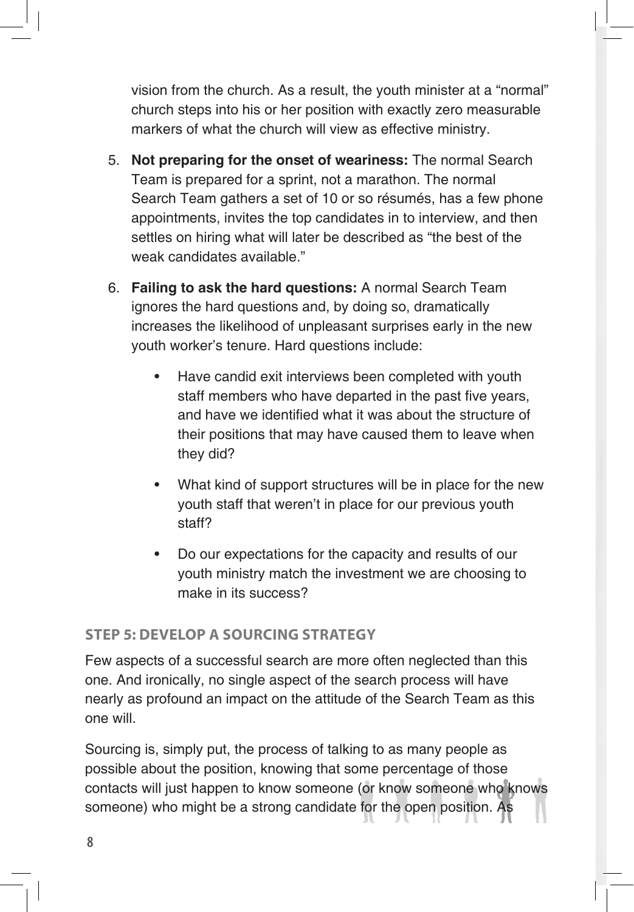vision from the church. As a result, the youth minister at a "normal" church steps into his or her position with exactly zero measurable markers of what the church will view as effective ministry.

5. **Not preparing for the onset of weariness:** The normal Search Team is prepared for a sprint, not a marathon. The normal Search Team gathers a set of 10 or so résumés, has a few phone appointments, invites the top candidates in to interview, and then settles on hiring what will later be described as "the best of the weak candidates available."

6. **Failing to ask the hard questions:** A normal Search Team ignores the hard questions and, by doing so, dramatically increases the likelihood of unpleasant surprises early in the new youth worker's tenure. Hard questions include:

   - Have candid exit interviews been completed with youth staff members who have departed in the past five years, and have we identified what it was about the structure of their positions that may have caused them to leave when they did?
   - What kind of support structures will be in place for the new youth staff that weren't in place for our previous youth staff?
   - Do our expectations for the capacity and results of our youth ministry match the investment we are choosing to make in its success?

## STEP 5: DEVELOP A SOURCING STRATEGY

Few aspects of a successful search are more often neglected than this one. And ironically, no single aspect of the search process will have nearly as profound an impact on the attitude of the Search Team as this one will.

Sourcing is, simply put, the process of talking to as many people as possible about the position, knowing that some percentage of those contacts will just happen to know someone (or know someone who knows someone) who might be a strong candidate for the open position. As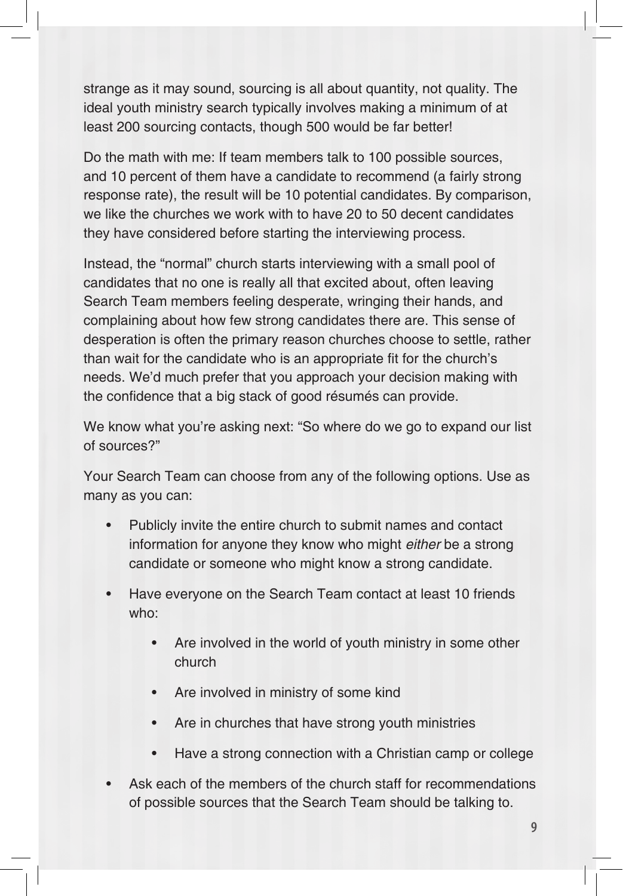strange as it may sound, sourcing is all about quantity, not quality. The ideal youth ministry search typically involves making a minimum of at least 200 sourcing contacts, though 500 would be far better!

Do the math with me: If team members talk to 100 possible sources, and 10 percent of them have a candidate to recommend (a fairly strong response rate), the result will be 10 potential candidates. By comparison, we like the churches we work with to have 20 to 50 decent candidates they have considered before starting the interviewing process.

Instead, the "normal" church starts interviewing with a small pool of candidates that no one is really all that excited about, often leaving Search Team members feeling desperate, wringing their hands, and complaining about how few strong candidates there are. This sense of desperation is often the primary reason churches choose to settle, rather than wait for the candidate who is an appropriate fit for the church's needs. We'd much prefer that you approach your decision making with the confidence that a big stack of good résumés can provide.

We know what you're asking next: "So where do we go to expand our list of sources?"

Your Search Team can choose from any of the following options. Use as many as you can:

- Publicly invite the entire church to submit names and contact information for anyone they know who might *either* be a strong candidate or someone who might know a strong candidate.
- Have everyone on the Search Team contact at least 10 friends who:
  - Are involved in the world of youth ministry in some other church
  - Are involved in ministry of some kind
  - Are in churches that have strong youth ministries
  - Have a strong connection with a Christian camp or college
- Ask each of the members of the church staff for recommendations of possible sources that the Search Team should be talking to.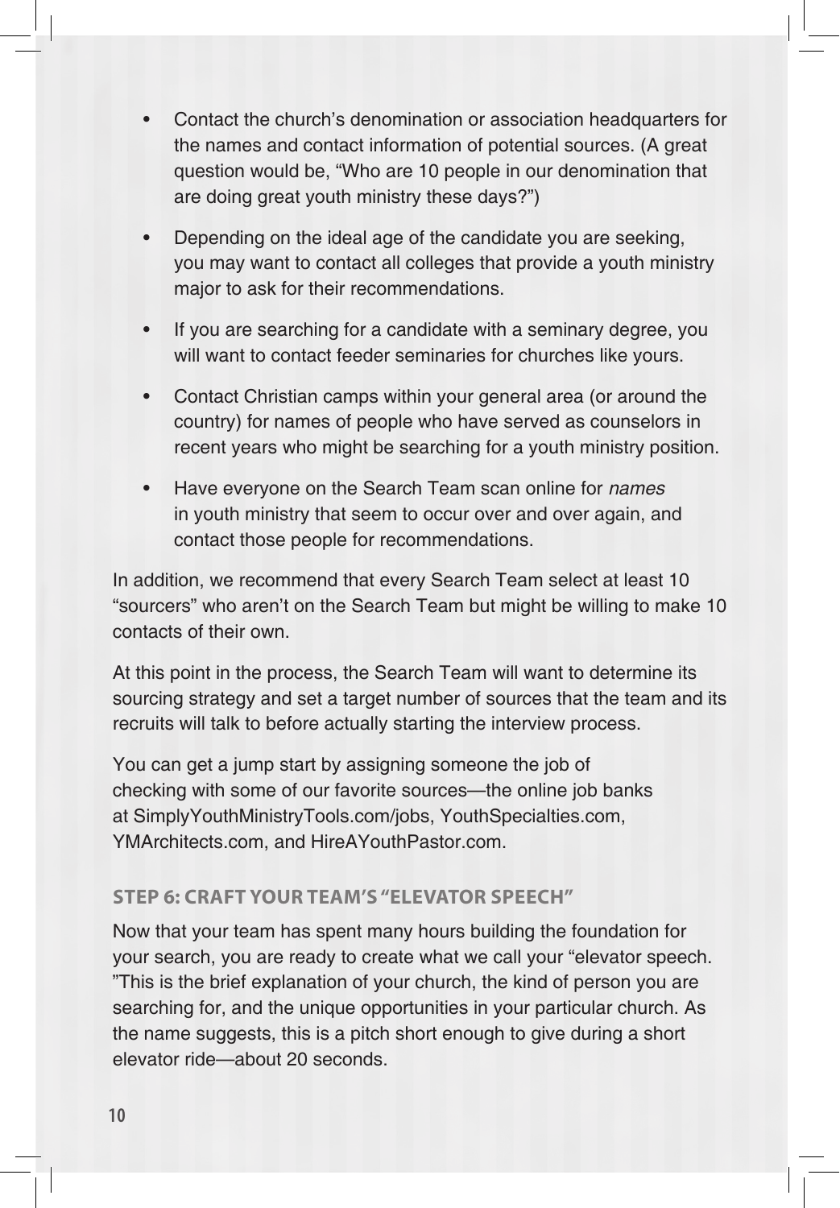- Contact the church's denomination or association headquarters for the names and contact information of potential sources. (A great question would be, "Who are 10 people in our denomination that are doing great youth ministry these days?")
- Depending on the ideal age of the candidate you are seeking, you may want to contact all colleges that provide a youth ministry major to ask for their recommendations.
- If you are searching for a candidate with a seminary degree, you will want to contact feeder seminaries for churches like yours.
- Contact Christian camps within your general area (or around the country) for names of people who have served as counselors in recent years who might be searching for a youth ministry position.
- Have everyone on the Search Team scan online for *names* in youth ministry that seem to occur over and over again, and contact those people for recommendations.

In addition, we recommend that every Search Team select at least 10 "sourcers" who aren't on the Search Team but might be willing to make 10 contacts of their own.

At this point in the process, the Search Team will want to determine its sourcing strategy and set a target number of sources that the team and its recruits will talk to before actually starting the interview process.

You can get a jump start by assigning someone the job of checking with some of our favorite sources—the online job banks at SimplyYouthMinistryTools.com/jobs, YouthSpecialties.com, YMArchitects.com, and HireAYouthPastor.com.

### STEP 6: CRAFT YOUR TEAM'S "ELEVATOR SPEECH"

Now that your team has spent many hours building the foundation for your search, you are ready to create what we call your "elevator speech. "This is the brief explanation of your church, the kind of person you are searching for, and the unique opportunities in your particular church. As the name suggests, this is a pitch short enough to give during a short elevator ride—about 20 seconds.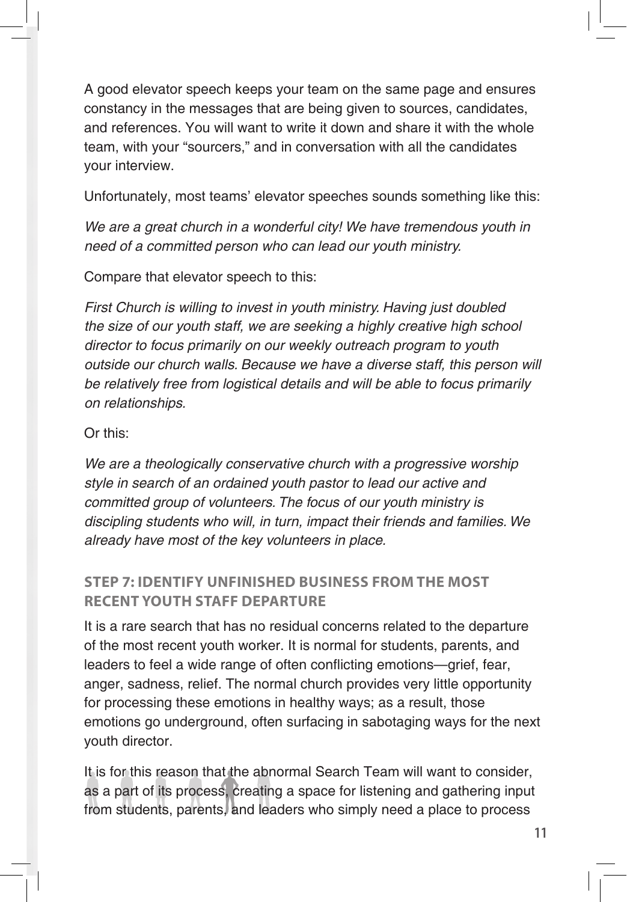A good elevator speech keeps your team on the same page and ensures constancy in the messages that are being given to sources, candidates, and references. You will want to write it down and share it with the whole team, with your "sourcers," and in conversation with all the candidates your interview.

Unfortunately, most teams' elevator speeches sounds something like this:

*We are a great church in a wonderful city! We have tremendous youth in need of a committed person who can lead our youth ministry.*

Compare that elevator speech to this:

*First Church is willing to invest in youth ministry. Having just doubled the size of our youth staff, we are seeking a highly creative high school director to focus primarily on our weekly outreach program to youth outside our church walls. Because we have a diverse staff, this person will be relatively free from logistical details and will be able to focus primarily on relationships.*

Or this:

*We are a theologically conservative church with a progressive worship style in search of an ordained youth pastor to lead our active and committed group of volunteers. The focus of our youth ministry is discipling students who will, in turn, impact their friends and families. We already have most of the key volunteers in place.*

### STEP 7: IDENTIFY UNFINISHED BUSINESS FROM THE MOST RECENT YOUTH STAFF DEPARTURE

It is a rare search that has no residual concerns related to the departure of the most recent youth worker. It is normal for students, parents, and leaders to feel a wide range of often conflicting emotions—grief, fear, anger, sadness, relief. The normal church provides very little opportunity for processing these emotions in healthy ways; as a result, those emotions go underground, often surfacing in sabotaging ways for the next youth director.

It is for this reason that the abnormal Search Team will want to consider, as a part of its process, creating a space for listening and gathering input from students, parents, and leaders who simply need a place to process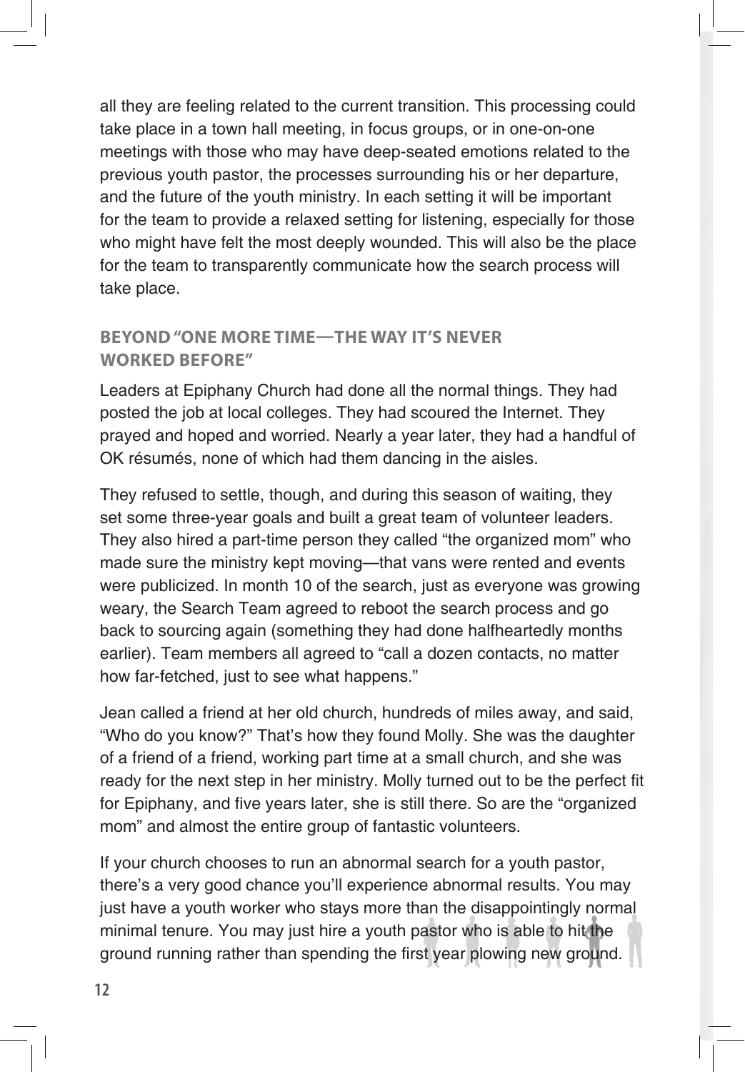all they are feeling related to the current transition. This processing could take place in a town hall meeting, in focus groups, or in one-on-one meetings with those who may have deep-seated emotions related to the previous youth pastor, the processes surrounding his or her departure, and the future of the youth ministry. In each setting it will be important for the team to provide a relaxed setting for listening, especially for those who might have felt the most deeply wounded. This will also be the place for the team to transparently communicate how the search process will take place.

## BEYOND "ONE MORE TIME—THE WAY IT'S NEVER WORKED BEFORE"

Leaders at Epiphany Church had done all the normal things. They had posted the job at local colleges. They had scoured the Internet. They prayed and hoped and worried. Nearly a year later, they had a handful of OK résumés, none of which had them dancing in the aisles.

They refused to settle, though, and during this season of waiting, they set some three-year goals and built a great team of volunteer leaders. They also hired a part-time person they called "the organized mom" who made sure the ministry kept moving—that vans were rented and events were publicized. In month 10 of the search, just as everyone was growing weary, the Search Team agreed to reboot the search process and go back to sourcing again (something they had done halfheartedly months earlier). Team members all agreed to "call a dozen contacts, no matter how far-fetched, just to see what happens."

Jean called a friend at her old church, hundreds of miles away, and said, "Who do you know?" That's how they found Molly. She was the daughter of a friend of a friend, working part time at a small church, and she was ready for the next step in her ministry. Molly turned out to be the perfect fit for Epiphany, and five years later, she is still there. So are the "organized mom" and almost the entire group of fantastic volunteers.

If your church chooses to run an abnormal search for a youth pastor, there's a very good chance you'll experience abnormal results. You may just have a youth worker who stays more than the disappointingly normal minimal tenure. You may just hire a youth pastor who is able to hit the ground running rather than spending the first year plowing new ground.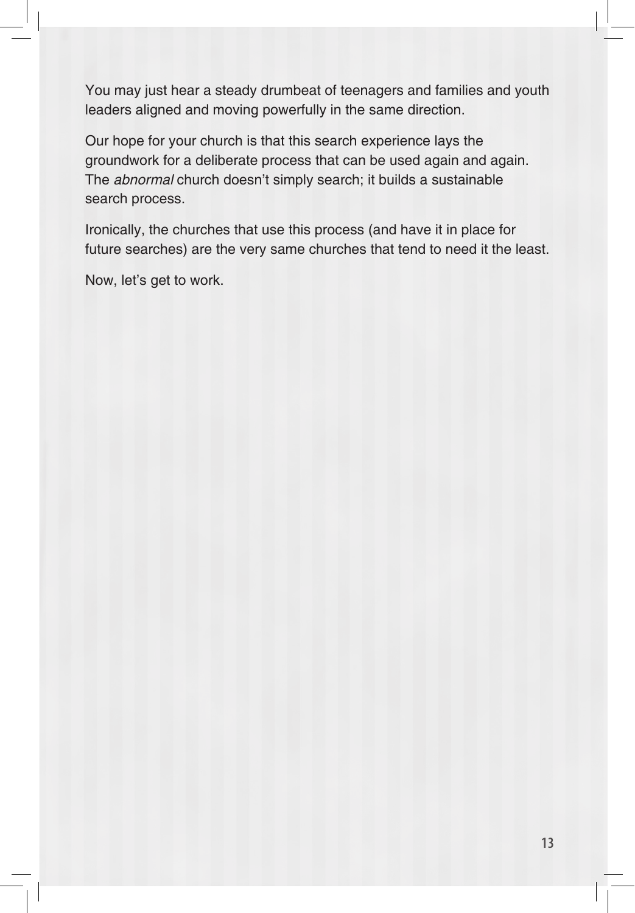You may just hear a steady drumbeat of teenagers and families and youth leaders aligned and moving powerfully in the same direction.

Our hope for your church is that this search experience lays the groundwork for a deliberate process that can be used again and again. The *abnormal* church doesn't simply search; it builds a sustainable search process.

Ironically, the churches that use this process (and have it in place for future searches) are the very same churches that tend to need it the least.

Now, let's get to work.